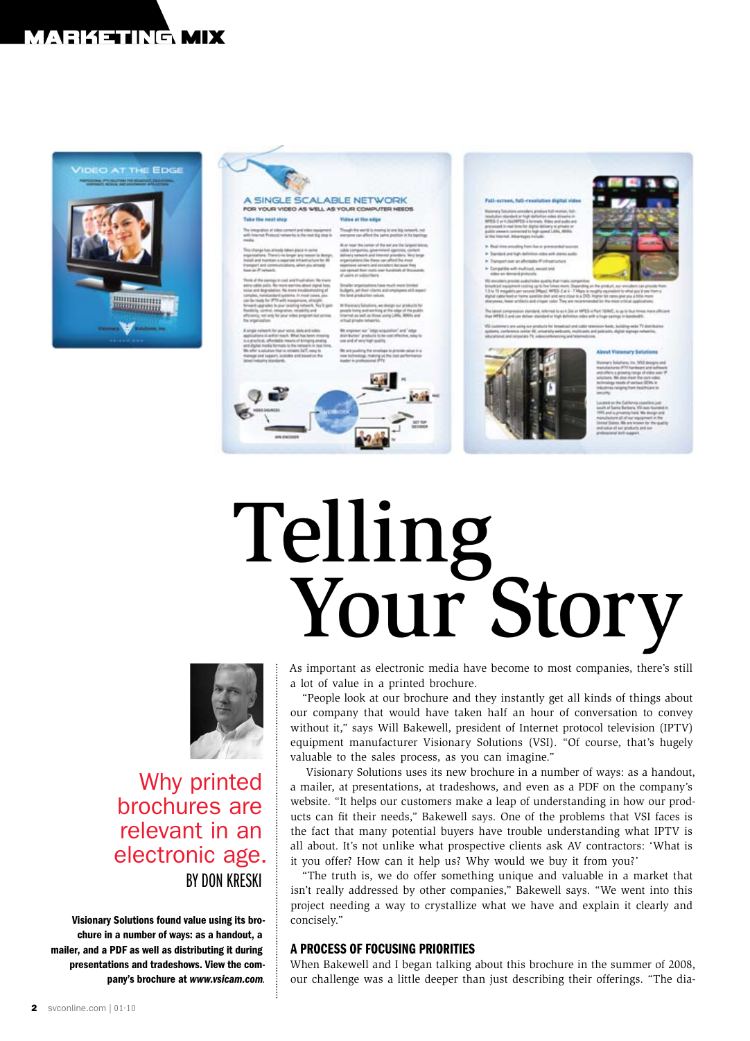# Telling Your Story

## Why printed brochures are relevant in an electronic age.

BY DON KRESKI

**Visionary Solutions found value using its brochure in a number of ways: as a handout, a mailer, and a PDF as well as distributing it during presentations and tradeshows. View the company's brochure at *www.vsicam.com*.**

As important as electronic media have become to most companies, there's still a lot of value in a printed brochure.

"People look at our brochure and they instantly get all kinds of things about our company that would have taken half an hour of conversation to convey without it," says Will Bakewell, president of Internet protocol television (IPTV) equipment manufacturer Visionary Solutions (VSI). "Of course, that's hugely valuable to the sales process, as you can imagine."

Visionary Solutions uses its new brochure in a number of ways: as a handout, a mailer, at presentations, at tradeshows, and even as a PDF on the company's website. "It helps our customers make a leap of understanding in how our products can fit their needs," Bakewell says. One of the problems that VSI faces is the fact that many potential buyers have trouble understanding what IPTV is all about. It's not unlike what prospective clients ask AV contractors: 'What is it you offer? How can it help us? Why would we buy it from you?'

"The truth is, we do offer something unique and valuable in a market that isn't really addressed by other companies," Bakewell says. "We went into this project needing a way to crystallize what we have and explain it clearly and concisely."

### A PROCESS OF FOCUSING PRIORITIES

When Bakewell and I began talking about this brochure in the summer of 2008, our challenge was a little deeper than just describing their offerings. "The dia-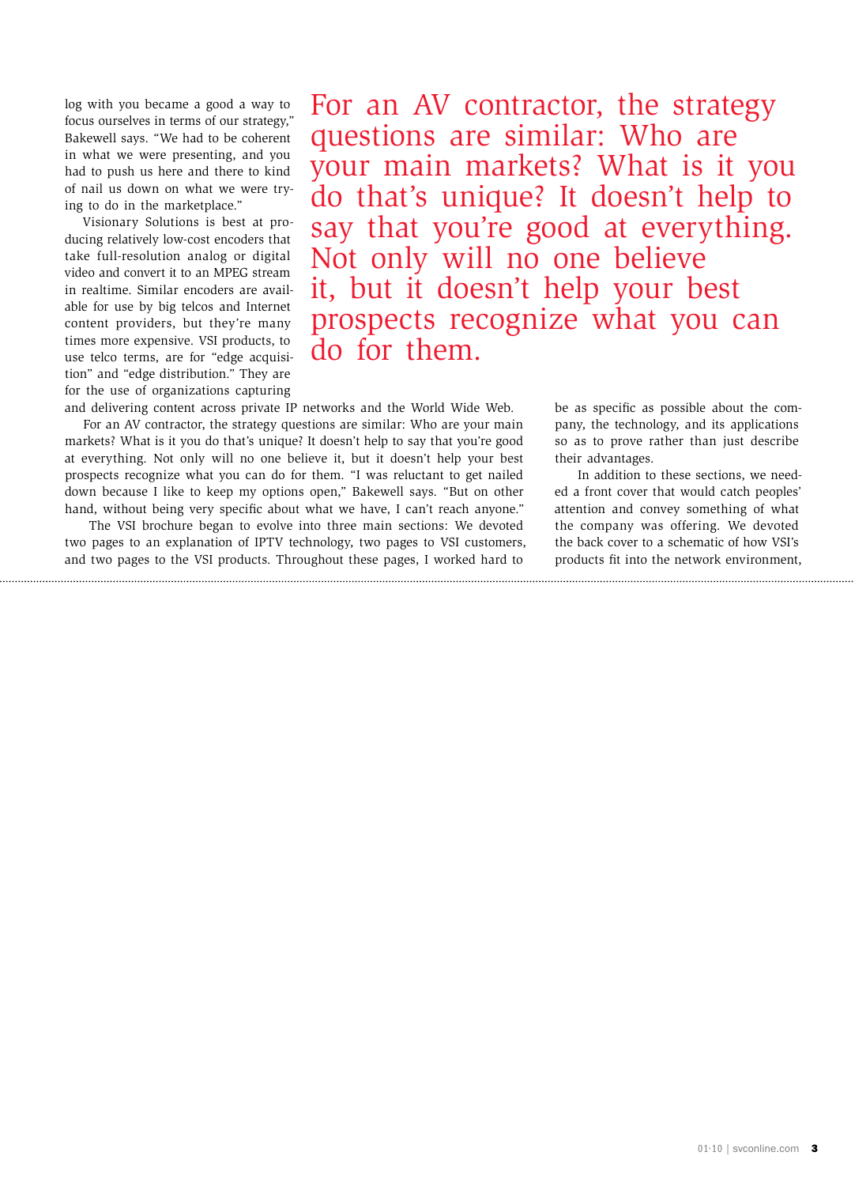log with you became a good a way to focus ourselves in terms of our strategy," Bakewell says. "We had to be coherent in what we were presenting, and you had to push us here and there to kind of nail us down on what we were trying to do in the marketplace."

Visionary Solutions is best at producing relatively low-cost encoders that take full-resolution analog or digital video and convert it to an MPEG stream in realtime. Similar encoders are available for use by big telcos and Internet content providers, but they're many times more expensive. VSI products, to use telco terms, are for "edge acquisition" and "edge distribution." They are for the use of organizations capturing and delivering content across private IP networks and the World Wide Web.

> For an AV contractor, the strategy questions are similar: Who are your main markets? What is it you do that's unique? It doesn't help to say that you're good at everything. Not only will no one believe it, but it doesn't help your best prospects recognize what you can do for them.

For an AV contractor, the strategy questions are similar: Who are your main markets? What is it you do that's unique? It doesn't help to say that you're good at everything. Not only will no one believe it, but it doesn't help your best prospects recognize what you can do for them. "I was reluctant to get nailed down because I like to keep my options open," Bakewell says. "But on other hand, without being very specific about what we have, I can't reach anyone."

The VSI brochure began to evolve into three main sections: We devoted two pages to an explanation of IPTV technology, two pages to VSI customers, and two pages to the VSI products. Throughout these pages, I worked hard to be as specific as possible about the company, the technology, and its applications so as to prove rather than just describe their advantages.

In addition to these sections, we needed a front cover that would catch peoples' attention and convey something of what the company was offering. We devoted the back cover to a schematic of how VSI's products fit into the network environment,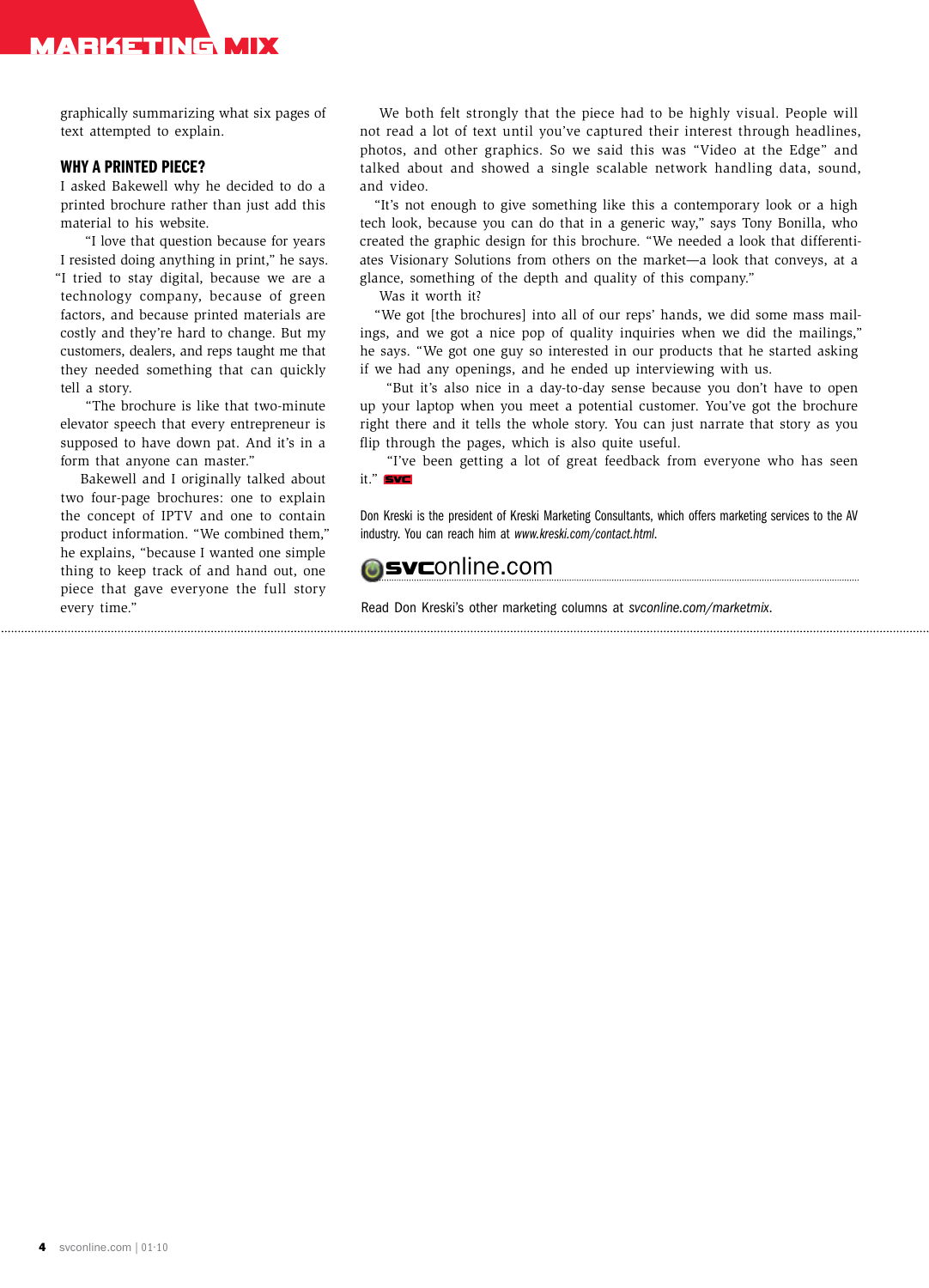graphically summarizing what six pages of text attempted to explain.

## WHY A PRINTED PIECE?

I asked Bakewell why he decided to do a printed brochure rather than just add this material to his website.

"I love that question because for years I resisted doing anything in print," he says. "I tried to stay digital, because we are a technology company, because of green factors, and because printed materials are costly and they're hard to change. But my customers, dealers, and reps taught me that they needed something that can quickly tell a story.

"The brochure is like that two-minute elevator speech that every entrepreneur is supposed to have down pat. And it's in a form that anyone can master."

Bakewell and I originally talked about two four-page brochures: one to explain the concept of IPTV and one to contain product information. "We combined them," he explains, "because I wanted one simple thing to keep track of and hand out, one piece that gave everyone the full story every time."

We both felt strongly that the piece had to be highly visual. People will not read a lot of text until you've captured their interest through headlines, photos, and other graphics. So we said this was "Video at the Edge" and talked about and showed a single scalable network handling data, sound, and video.

"It's not enough to give something like this a contemporary look or a high tech look, because you can do that in a generic way," says Tony Bonilla, who created the graphic design for this brochure. "We needed a look that differentiates Visionary Solutions from others on the market—a look that conveys, at a glance, something of the depth and quality of this company."

Was it worth it?

"We got [the brochures] into all of our reps' hands, we did some mass mailings, and we got a nice pop of quality inquiries when we did the mailings," he says. "We got one guy so interested in our products that he started asking if we had any openings, and he ended up interviewing with us.

"But it's also nice in a day-to-day sense because you don't have to open up your laptop when you meet a potential customer. You've got the brochure right there and it tells the whole story. You can just narrate that story as you flip through the pages, which is also quite useful.

"I've been getting a lot of great feedback from everyone who has seen it." SVC

Don Kreski is the president of Kreski Marketing Consultants, which offers marketing services to the AV industry. You can reach him at *www.kreski.com/contact.html*.

**svc**online.com

Read Don Kreski's other marketing columns at *svconline.com/marketmix*.